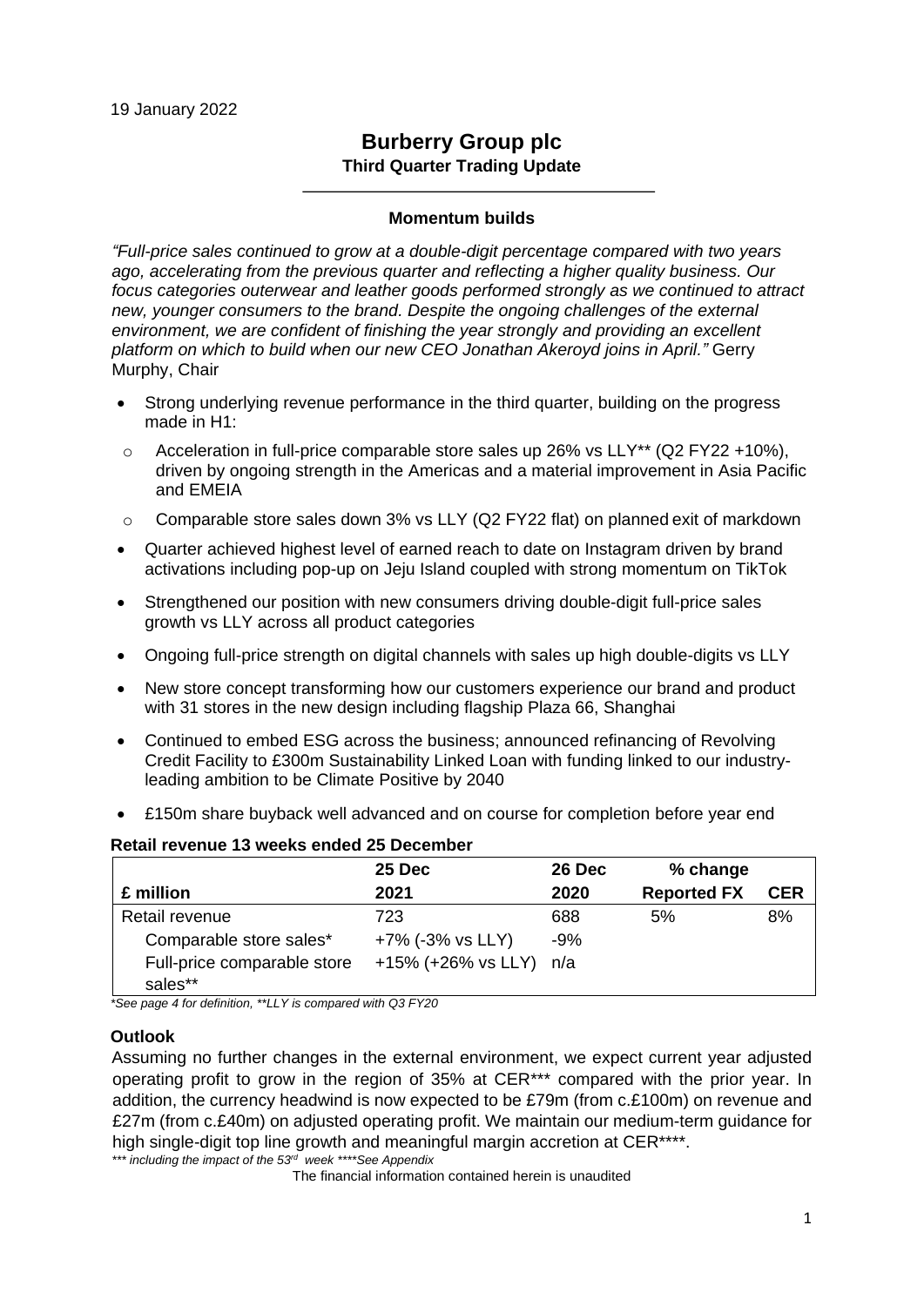19 January 2022

# Burberry Group plc

## Third Quarter Trading Update

### Momentum builds

*"Full-price sales continued to grow at a double-digit percentage compared with two years ago, accelerating from the previous quarter and reflecting a higher quality business. Our focus categories outerwear and leather goods performed strongly as we continued to attract new, younger consumers to the brand. Despite the ongoing challenges of the external environment, we are confident of finishing the year strongly and providing an excellent platform on which to build when our new CEO Jonathan Akeroyd joins in April."* Gerry Murphy, Chair

- Strong underlying revenue performance in the third quarter, building on the progress made in H1:
  - Acceleration in full-price comparable store sales up 26% vs LLY** (Q2 FY22 +10%), driven by ongoing strength in the Americas and a material improvement in Asia Pacific and EMEIA
  - Comparable store sales down 3% vs LLY (Q2 FY22 flat) on planned exit of markdown
- Quarter achieved highest level of earned reach to date on Instagram driven by brand activations including pop-up on Jeju Island coupled with strong momentum on TikTok
- Strengthened our position with new consumers driving double-digit full-price sales growth vs LLY across all product categories
- Ongoing full-price strength on digital channels with sales up high double-digits vs LLY
- New store concept transforming how our customers experience our brand and product with 31 stores in the new design including flagship Plaza 66, Shanghai
- Continued to embed ESG across the business; announced refinancing of Revolving Credit Facility to £300m Sustainability Linked Loan with funding linked to our industry-leading ambition to be Climate Positive by 2040
- £150m share buyback well advanced and on course for completion before year end

**Retail revenue 13 weeks ended 25 December**

| £ million | 25 Dec 2021 | 26 Dec 2020 | % change Reported FX | CER |
|---|---|---|---|---|
| Retail revenue | 723 | 688 | 5% | 8% |
| Comparable store sales* | +7% (-3% vs LLY) | -9% | | |
| Full-price comparable store sales** | +15% (+26% vs LLY) | n/a | | |

*\*See page 4 for definition, \*\*LLY is compared with Q3 FY20*

### Outlook

Assuming no further changes in the external environment, we expect current year adjusted operating profit to grow in the region of 35% at CER*** compared with the prior year. In addition, the currency headwind is now expected to be £79m (from c.£100m) on revenue and £27m (from c.£40m) on adjusted operating profit. We maintain our medium-term guidance for high single-digit top line growth and meaningful margin accretion at CER****.

*\*\*\* including the impact of the 53rd week \*\*\*\*See Appendix*

The financial information contained herein is unaudited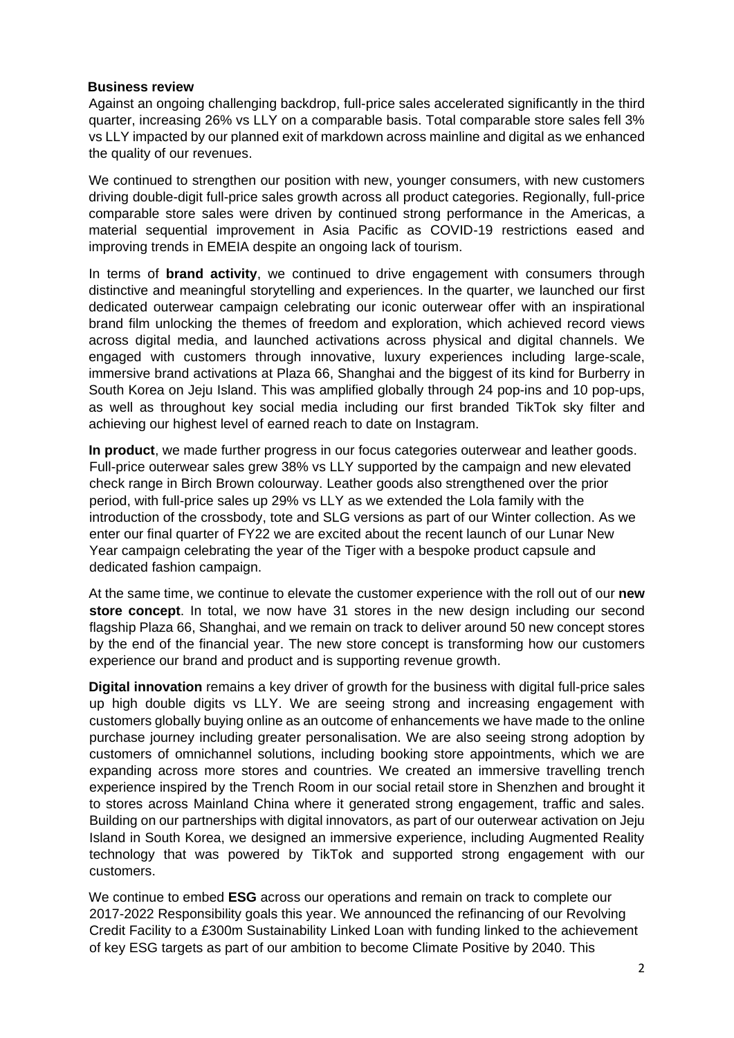**Business review**

Against an ongoing challenging backdrop, full-price sales accelerated significantly in the third quarter, increasing 26% vs LLY on a comparable basis. Total comparable store sales fell 3% vs LLY impacted by our planned exit of markdown across mainline and digital as we enhanced the quality of our revenues.

We continued to strengthen our position with new, younger consumers, with new customers driving double-digit full-price sales growth across all product categories. Regionally, full-price comparable store sales were driven by continued strong performance in the Americas, a material sequential improvement in Asia Pacific as COVID-19 restrictions eased and improving trends in EMEIA despite an ongoing lack of tourism.

In terms of **brand activity**, we continued to drive engagement with consumers through distinctive and meaningful storytelling and experiences. In the quarter, we launched our first dedicated outerwear campaign celebrating our iconic outerwear offer with an inspirational brand film unlocking the themes of freedom and exploration, which achieved record views across digital media, and launched activations across physical and digital channels. We engaged with customers through innovative, luxury experiences including large-scale, immersive brand activations at Plaza 66, Shanghai and the biggest of its kind for Burberry in South Korea on Jeju Island. This was amplified globally through 24 pop-ins and 10 pop-ups, as well as throughout key social media including our first branded TikTok sky filter and achieving our highest level of earned reach to date on Instagram.

**In product**, we made further progress in our focus categories outerwear and leather goods. Full-price outerwear sales grew 38% vs LLY supported by the campaign and new elevated check range in Birch Brown colourway. Leather goods also strengthened over the prior period, with full-price sales up 29% vs LLY as we extended the Lola family with the introduction of the crossbody, tote and SLG versions as part of our Winter collection. As we enter our final quarter of FY22 we are excited about the recent launch of our Lunar New Year campaign celebrating the year of the Tiger with a bespoke product capsule and dedicated fashion campaign.

At the same time, we continue to elevate the customer experience with the roll out of our **new store concept**. In total, we now have 31 stores in the new design including our second flagship Plaza 66, Shanghai, and we remain on track to deliver around 50 new concept stores by the end of the financial year. The new store concept is transforming how our customers experience our brand and product and is supporting revenue growth.

**Digital innovation** remains a key driver of growth for the business with digital full-price sales up high double digits vs LLY. We are seeing strong and increasing engagement with customers globally buying online as an outcome of enhancements we have made to the online purchase journey including greater personalisation. We are also seeing strong adoption by customers of omnichannel solutions, including booking store appointments, which we are expanding across more stores and countries. We created an immersive travelling trench experience inspired by the Trench Room in our social retail store in Shenzhen and brought it to stores across Mainland China where it generated strong engagement, traffic and sales. Building on our partnerships with digital innovators, as part of our outerwear activation on Jeju Island in South Korea, we designed an immersive experience, including Augmented Reality technology that was powered by TikTok and supported strong engagement with our customers.

We continue to embed **ESG** across our operations and remain on track to complete our 2017-2022 Responsibility goals this year. We announced the refinancing of our Revolving Credit Facility to a £300m Sustainability Linked Loan with funding linked to the achievement of key ESG targets as part of our ambition to become Climate Positive by 2040. This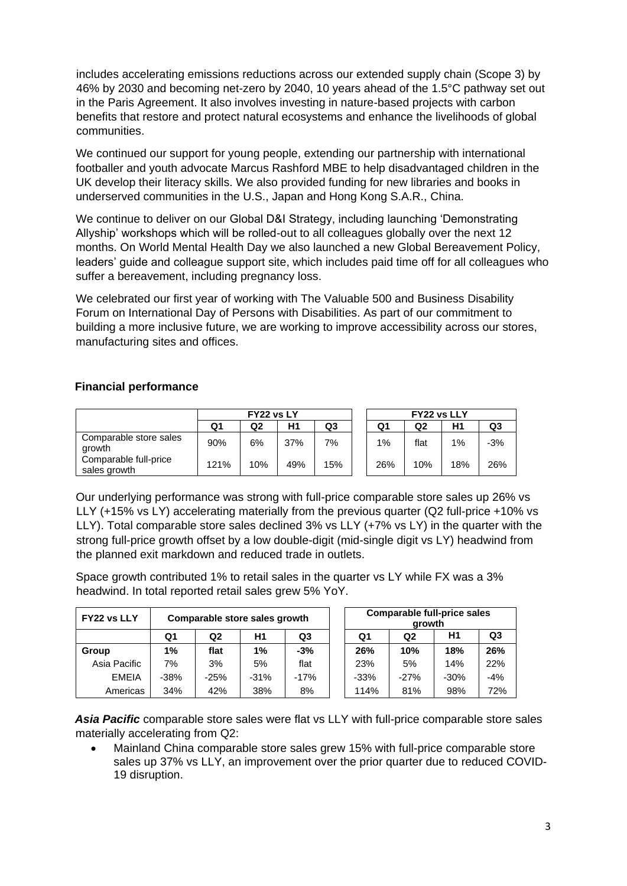includes accelerating emissions reductions across our extended supply chain (Scope 3) by 46% by 2030 and becoming net-zero by 2040, 10 years ahead of the 1.5°C pathway set out in the Paris Agreement. It also involves investing in nature-based projects with carbon benefits that restore and protect natural ecosystems and enhance the livelihoods of global communities.

We continued our support for young people, extending our partnership with international footballer and youth advocate Marcus Rashford MBE to help disadvantaged children in the UK develop their literacy skills. We also provided funding for new libraries and books in underserved communities in the U.S., Japan and Hong Kong S.A.R., China.

We continue to deliver on our Global D&I Strategy, including launching 'Demonstrating Allyship' workshops which will be rolled-out to all colleagues globally over the next 12 months. On World Mental Health Day we also launched a new Global Bereavement Policy, leaders' guide and colleague support site, which includes paid time off for all colleagues who suffer a bereavement, including pregnancy loss.

We celebrated our first year of working with The Valuable 500 and Business Disability Forum on International Day of Persons with Disabilities. As part of our commitment to building a more inclusive future, we are working to improve accessibility across our stores, manufacturing sites and offices.

## Financial performance

| | FY22 vs LY | | | | FY22 vs LLY | | | |
|---|---|---|---|---|---|---|---|---|
| | Q1 | Q2 | H1 | Q3 | Q1 | Q2 | H1 | Q3 |
| Comparable store sales growth | 90% | 6% | 37% | 7% | 1% | flat | 1% | -3% |
| Comparable full-price sales growth | 121% | 10% | 49% | 15% | 26% | 10% | 18% | 26% |

Our underlying performance was strong with full-price comparable store sales up 26% vs LLY (+15% vs LY) accelerating materially from the previous quarter (Q2 full-price +10% vs LLY). Total comparable store sales declined 3% vs LLY (+7% vs LY) in the quarter with the strong full-price growth offset by a low double-digit (mid-single digit vs LY) headwind from the planned exit markdown and reduced trade in outlets.

Space growth contributed 1% to retail sales in the quarter vs LY while FX was a 3% headwind. In total reported retail sales grew 5% YoY.

| FY22 vs LLY | Comparable store sales growth | | | | Comparable full-price sales growth | | | |
|---|---|---|---|---|---|---|---|---|
| | Q1 | Q2 | H1 | Q3 | Q1 | Q2 | H1 | Q3 |
| **Group** | **1%** | **flat** | **1%** | **-3%** | **26%** | **10%** | **18%** | **26%** |
| Asia Pacific | 7% | 3% | 5% | flat | 23% | 5% | 14% | 22% |
| EMEIA | -38% | -25% | -31% | -17% | -33% | -27% | -30% | -4% |
| Americas | 34% | 42% | 38% | 8% | 114% | 81% | 98% | 72% |

***Asia Pacific*** comparable store sales were flat vs LLY with full-price comparable store sales materially accelerating from Q2:

- Mainland China comparable store sales grew 15% with full-price comparable store sales up 37% vs LLY, an improvement over the prior quarter due to reduced COVID-19 disruption.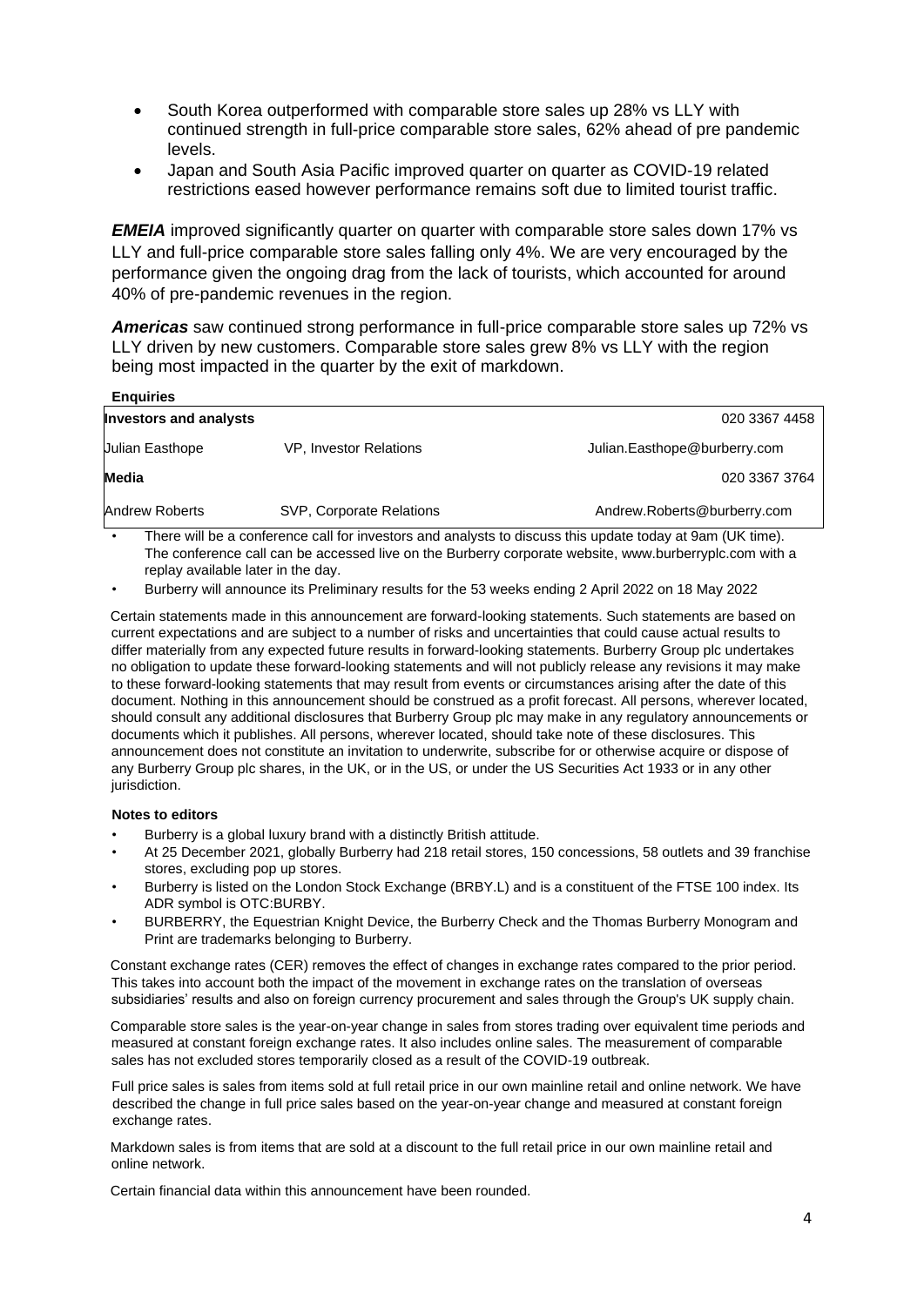- South Korea outperformed with comparable store sales up 28% vs LLY with continued strength in full-price comparable store sales, 62% ahead of pre pandemic levels.
- Japan and South Asia Pacific improved quarter on quarter as COVID-19 related restrictions eased however performance remains soft due to limited tourist traffic.

***EMEIA*** improved significantly quarter on quarter with comparable store sales down 17% vs LLY and full-price comparable store sales falling only 4%. We are very encouraged by the performance given the ongoing drag from the lack of tourists, which accounted for around 40% of pre-pandemic revenues in the region.

***Americas*** saw continued strong performance in full-price comparable store sales up 72% vs LLY driven by new customers. Comparable store sales grew 8% vs LLY with the region being most impacted in the quarter by the exit of markdown.

**Enquiries**

| **Investors and analysts** | | 020 3367 4458 |
|---|---|---|
| Julian Easthope | VP, Investor Relations | Julian.Easthope@burberry.com |
| **Media** | | 020 3367 3764 |
| Andrew Roberts | SVP, Corporate Relations | Andrew.Roberts@burberry.com |

- There will be a conference call for investors and analysts to discuss this update today at 9am (UK time). The conference call can be accessed live on the Burberry corporate website, www.burberryplc.com with a replay available later in the day.
- Burberry will announce its Preliminary results for the 53 weeks ending 2 April 2022 on 18 May 2022

Certain statements made in this announcement are forward-looking statements. Such statements are based on current expectations and are subject to a number of risks and uncertainties that could cause actual results to differ materially from any expected future results in forward-looking statements. Burberry Group plc undertakes no obligation to update these forward-looking statements and will not publicly release any revisions it may make to these forward-looking statements that may result from events or circumstances arising after the date of this document. Nothing in this announcement should be construed as a profit forecast. All persons, wherever located, should consult any additional disclosures that Burberry Group plc may make in any regulatory announcements or documents which it publishes. All persons, wherever located, should take note of these disclosures. This announcement does not constitute an invitation to underwrite, subscribe for or otherwise acquire or dispose of any Burberry Group plc shares, in the UK, or in the US, or under the US Securities Act 1933 or in any other jurisdiction.

**Notes to editors**

- Burberry is a global luxury brand with a distinctly British attitude.
- At 25 December 2021, globally Burberry had 218 retail stores, 150 concessions, 58 outlets and 39 franchise stores, excluding pop up stores.
- Burberry is listed on the London Stock Exchange (BRBY.L) and is a constituent of the FTSE 100 index. Its ADR symbol is OTC:BURBY.
- BURBERRY, the Equestrian Knight Device, the Burberry Check and the Thomas Burberry Monogram and Print are trademarks belonging to Burberry.

Constant exchange rates (CER) removes the effect of changes in exchange rates compared to the prior period. This takes into account both the impact of the movement in exchange rates on the translation of overseas subsidiaries' results and also on foreign currency procurement and sales through the Group's UK supply chain.

Comparable store sales is the year-on-year change in sales from stores trading over equivalent time periods and measured at constant foreign exchange rates. It also includes online sales. The measurement of comparable sales has not excluded stores temporarily closed as a result of the COVID-19 outbreak.

Full price sales is sales from items sold at full retail price in our own mainline retail and online network. We have described the change in full price sales based on the year-on-year change and measured at constant foreign exchange rates.

Markdown sales is from items that are sold at a discount to the full retail price in our own mainline retail and online network.

Certain financial data within this announcement have been rounded.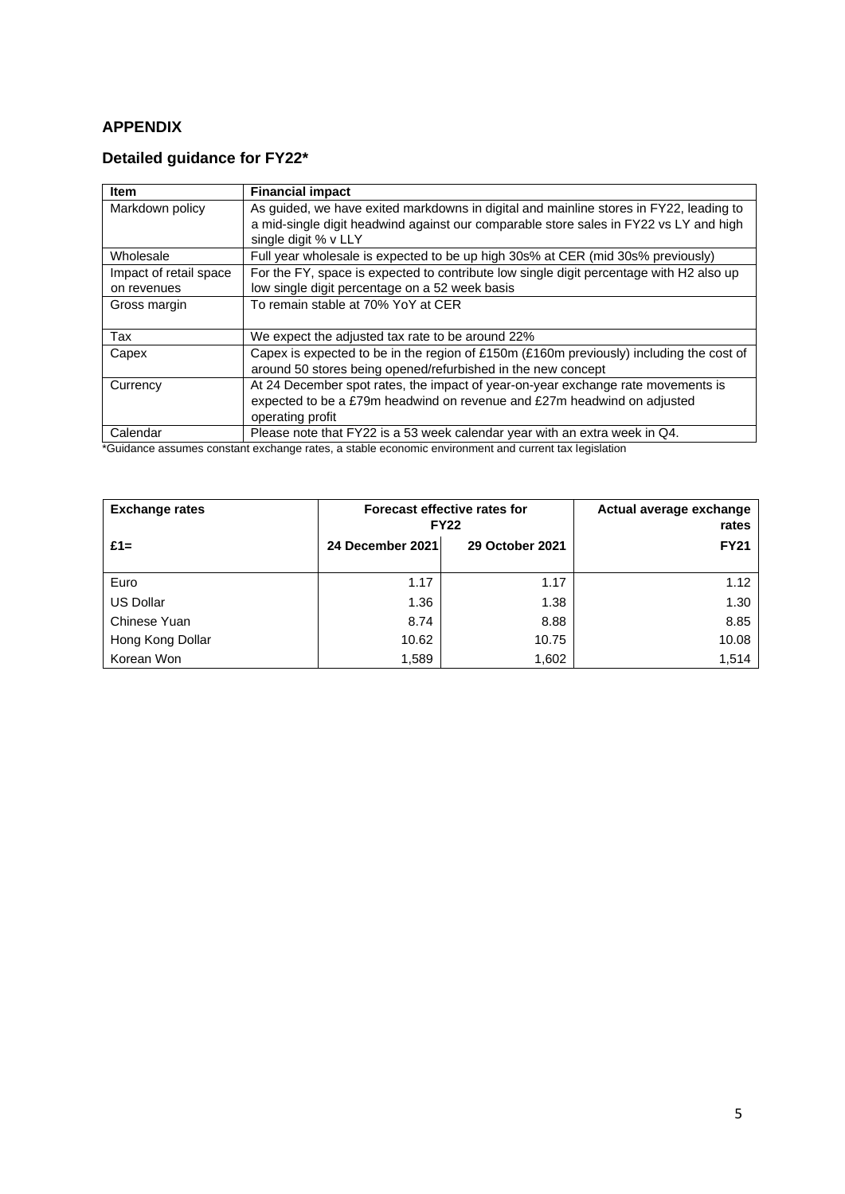## APPENDIX

### Detailed guidance for FY22*

| Item | Financial impact |
|---|---|
| Markdown policy | As guided, we have exited markdowns in digital and mainline stores in FY22, leading to a mid-single digit headwind against our comparable store sales in FY22 vs LY and high single digit % v LLY |
| Wholesale | Full year wholesale is expected to be up high 30s% at CER (mid 30s% previously) |
| Impact of retail space on revenues | For the FY, space is expected to contribute low single digit percentage with H2 also up low single digit percentage on a 52 week basis |
| Gross margin | To remain stable at 70% YoY at CER |
| Tax | We expect the adjusted tax rate to be around 22% |
| Capex | Capex is expected to be in the region of £150m (£160m previously) including the cost of around 50 stores being opened/refurbished in the new concept |
| Currency | At 24 December spot rates, the impact of year-on-year exchange rate movements is expected to be a £79m headwind on revenue and £27m headwind on adjusted operating profit |
| Calendar | Please note that FY22 is a 53 week calendar year with an extra week in Q4. |

*Guidance assumes constant exchange rates, a stable economic environment and current tax legislation

| Exchange rates | Forecast effective rates for FY22 | | Actual average exchange rates |
|---|---|---|---|
| £1= | 24 December 2021 | 29 October 2021 | FY21 |
| Euro | 1.17 | 1.17 | 1.12 |
| US Dollar | 1.36 | 1.38 | 1.30 |
| Chinese Yuan | 8.74 | 8.88 | 8.85 |
| Hong Kong Dollar | 10.62 | 10.75 | 10.08 |
| Korean Won | 1,589 | 1,602 | 1,514 |